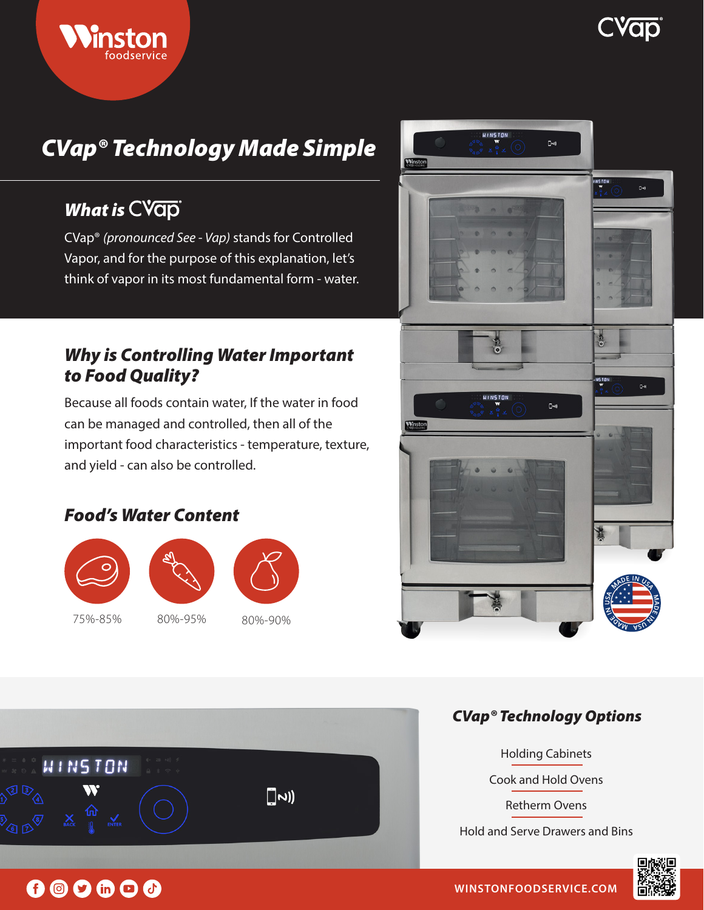# CVap® Technology Made Simple

## What is CVap®

CVap® *(pronounced See - Vap)* stands for Controlled Vapor, and for the purpose of this explanation, let's think of vapor in its most fundamental form - water.

## Why is Controlling Water Important to Food Quality?

Because all foods contain water, If the water in food can be managed and controlled, then all of the important food characteristics - temperature, texture, and yield - can also be controlled.

## Food's Water Content

| Meat | Vegetables | Fruit |
| --- | --- | --- |
| 75%-85% | 80%-95% | 80%-90% |

## CVap® Technology Options

- Holding Cabinets
- Cook and Hold Ovens
- Retherm Ovens
- Hold and Serve Drawers and Bins

WINSTONFOODSERVICE.COM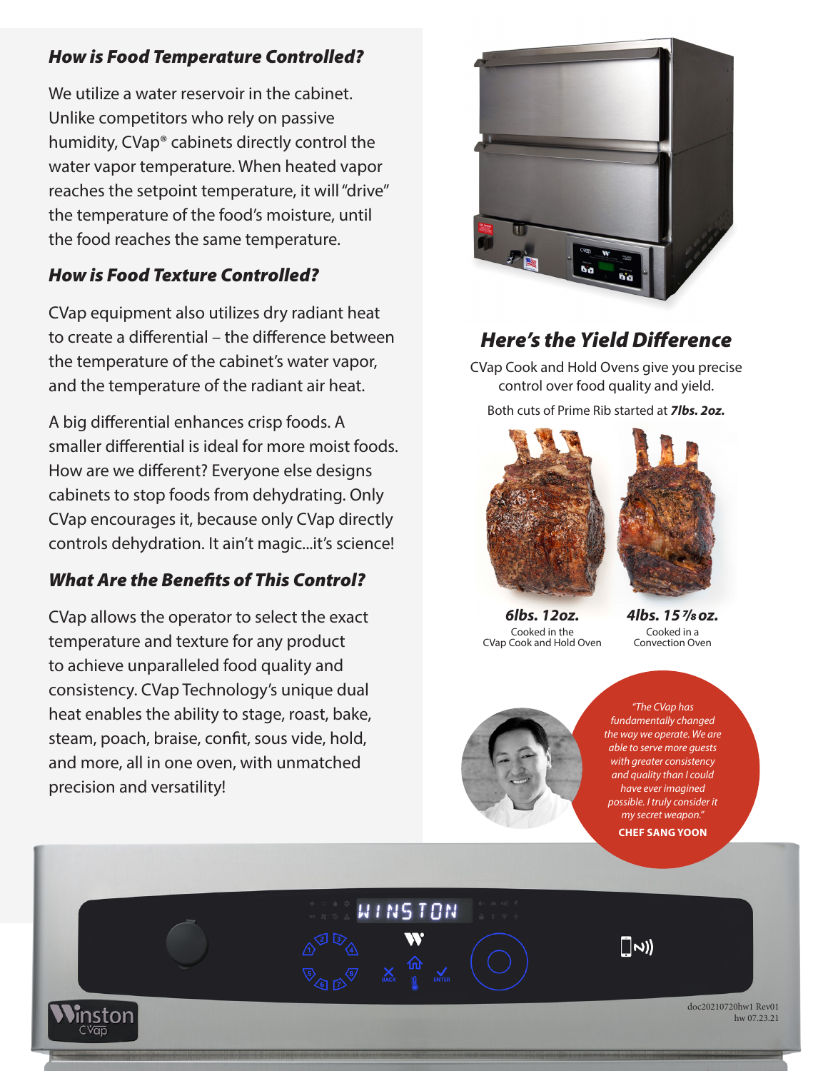### *How is Food Temperature Controlled?*

We utilize a water reservoir in the cabinet. Unlike competitors who rely on passive humidity, CVap® cabinets directly control the water vapor temperature. When heated vapor reaches the setpoint temperature, it will "drive" the temperature of the food's moisture, until the food reaches the same temperature.

### *How is Food Texture Controlled?*

CVap equipment also utilizes dry radiant heat to create a differential – the difference between the temperature of the cabinet's water vapor, and the temperature of the radiant air heat.

A big differential enhances crisp foods. A smaller differential is ideal for more moist foods. How are we different? Everyone else designs cabinets to stop foods from dehydrating. Only CVap encourages it, because only CVap directly controls dehydration. It ain't magic...it's science!

### *What Are the Benefits of This Control?*

CVap allows the operator to select the exact temperature and texture for any product to achieve unparalleled food quality and consistency. CVap Technology's unique dual heat enables the ability to stage, roast, bake, steam, poach, braise, confit, sous vide, hold, and more, all in one oven, with unmatched precision and versatility!

## *Here's the Yield Difference*

CVap Cook and Hold Ovens give you precise control over food quality and yield.

Both cuts of Prime Rib started at ***7lbs. 2oz.***

***6lbs. 12oz.***
Cooked in the CVap Cook and Hold Oven

***4lbs. 15 7/8 oz.***
Cooked in a Convection Oven

*"The CVap has fundamentally changed the way we operate. We are able to serve more guests with greater consistency and quality than I could have ever imagined possible. I truly consider it my secret weapon."*

**CHEF SANG YOON**

doc20210720hw1 Rev01
hw 07.23.21